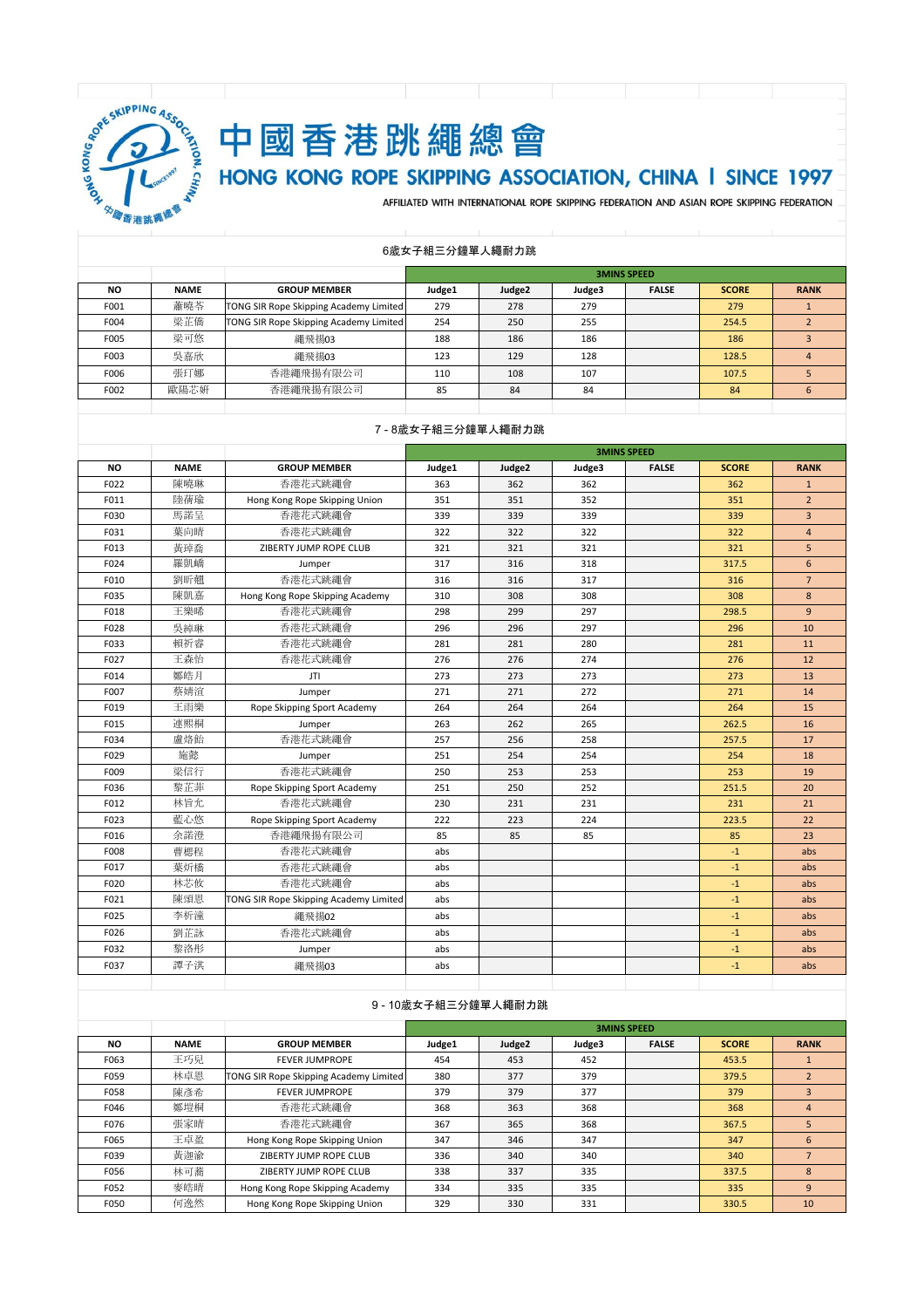# 中國香港跳繩總會

## HONG KONG ROPE SKIPPING ASSOCIATION, CHINA | SINCE 1997

AFFILIATED WITH INTERNATIONAL ROPE SKIPPING FEDERATION AND ASIAN ROPE SKIPPING FEDERATION

### 6歲女子組三分鐘單人繩耐力跳

| | | | 3MINS SPEED | | | | | |
|---|---|---|---|---|---|---|---|---|
| NO | NAME | GROUP MEMBER | Judge1 | Judge2 | Judge3 | FALSE | SCORE | RANK |
| F001 | 蕭曉苓 | TONG SIR Rope Skipping Academy Limited | 279 | 278 | 279 | | 279 | 1 |
| F004 | 梁芷僑 | TONG SIR Rope Skipping Academy Limited | 254 | 250 | 255 | | 254.5 | 2 |
| F005 | 梁可悠 | 繩飛揚03 | 188 | 186 | 186 | | 186 | 3 |
| F003 | 吳嘉欣 | 繩飛揚03 | 123 | 129 | 128 | | 128.5 | 4 |
| F006 | 張玎娜 | 香港繩飛揚有限公司 | 110 | 108 | 107 | | 107.5 | 5 |
| F002 | 歐陽芯妍 | 香港繩飛揚有限公司 | 85 | 84 | 84 | | 84 | 6 |

### 7 - 8歲女子組三分鐘單人繩耐力跳

| | | | 3MINS SPEED | | | | | |
|---|---|---|---|---|---|---|---|---|
| NO | NAME | GROUP MEMBER | Judge1 | Judge2 | Judge3 | FALSE | SCORE | RANK |
| F022 | 陳曉琳 | 香港花式跳繩會 | 363 | 362 | 362 | | 362 | 1 |
| F011 | 陸荷瑜 | Hong Kong Rope Skipping Union | 351 | 351 | 352 | | 351 | 2 |
| F030 | 馬諾呈 | 香港花式跳繩會 | 339 | 339 | 339 | | 339 | 3 |
| F031 | 葉向晴 | 香港花式跳繩會 | 322 | 322 | 322 | | 322 | 4 |
| F013 | 黃琸喬 | ZIBERTY JUMP ROPE CLUB | 321 | 321 | 321 | | 321 | 5 |
| F024 | 羅凱嶠 | Jumper | 317 | 316 | 318 | | 317.5 | 6 |
| F010 | 劉昕翹 | 香港花式跳繩會 | 316 | 316 | 317 | | 316 | 7 |
| F035 | 陳凱嘉 | Hong Kong Rope Skipping Academy | 310 | 308 | 308 | | 308 | 8 |
| F018 | 王樂晞 | 香港花式跳繩會 | 298 | 299 | 297 | | 298.5 | 9 |
| F028 | 吳綽琳 | 香港花式跳繩會 | 296 | 296 | 297 | | 296 | 10 |
| F033 | 賴祈睿 | 香港花式跳繩會 | 281 | 281 | 280 | | 281 | 11 |
| F027 | 王森怡 | 香港花式跳繩會 | 276 | 276 | 274 | | 276 | 12 |
| F014 | 鄒皓月 | JTI | 273 | 273 | 273 | | 273 | 13 |
| F007 | 蔡婧渲 | Jumper | 271 | 271 | 272 | | 271 | 14 |
| F019 | 王雨樂 | Rope Skipping Sport Academy | 264 | 264 | 264 | | 264 | 15 |
| F015 | 連熙桐 | Jumper | 263 | 262 | 265 | | 262.5 | 16 |
| F034 | 盧烙飴 | 香港花式跳繩會 | 257 | 256 | 258 | | 257.5 | 17 |
| F029 | 施懿 | Jumper | 251 | 254 | 254 | | 254 | 18 |
| F009 | 梁信行 | 香港花式跳繩會 | 250 | 253 | 253 | | 253 | 19 |
| F036 | 黎芷菲 | Rope Skipping Sport Academy | 251 | 250 | 252 | | 251.5 | 20 |
| F012 | 林旨允 | 香港花式跳繩會 | 230 | 231 | 231 | | 231 | 21 |
| F023 | 藍心悠 | Rope Skipping Sport Academy | 222 | 223 | 224 | | 223.5 | 22 |
| F016 | 余諾澄 | 香港繩飛揚有限公司 | 85 | 85 | 85 | | 85 | 23 |
| F008 | 曹櫏程 | 香港花式跳繩會 | abs | | | | -1 | abs |
| F017 | 葉炘橋 | 香港花式跳繩會 | abs | | | | -1 | abs |
| F020 | 林芯攸 | 香港花式跳繩會 | abs | | | | -1 | abs |
| F021 | 陳頌恩 | TONG SIR Rope Skipping Academy Limited | abs | | | | -1 | abs |
| F025 | 李析瀧 | 繩飛揚02 | abs | | | | -1 | abs |
| F026 | 劉芷詠 | 香港花式跳繩會 | abs | | | | -1 | abs |
| F032 | 黎洛彤 | Jumper | abs | | | | -1 | abs |
| F037 | 譚子淇 | 繩飛揚03 | abs | | | | -1 | abs |

### 9 - 10歲女子組三分鐘單人繩耐力跳

| | | | 3MINS SPEED | | | | | |
|---|---|---|---|---|---|---|---|---|
| NO | NAME | GROUP MEMBER | Judge1 | Judge2 | Judge3 | FALSE | SCORE | RANK |
| F063 | 王巧見 | FEVER JUMPROPE | 454 | 453 | 452 | | 453.5 | 1 |
| F059 | 林卓恩 | TONG SIR Rope Skipping Academy Limited | 380 | 377 | 379 | | 379.5 | 2 |
| F058 | 陳彥希 | FEVER JUMPROPE | 379 | 379 | 377 | | 379 | 3 |
| F046 | 鄭塏桐 | 香港花式跳繩會 | 368 | 363 | 368 | | 368 | 4 |
| F076 | 張家晴 | 香港花式跳繩會 | 367 | 365 | 368 | | 367.5 | 5 |
| F065 | 王卓盈 | Hong Kong Rope Skipping Union | 347 | 346 | 347 | | 347 | 6 |
| F039 | 黃迦渝 | ZIBERTY JUMP ROPE CLUB | 336 | 340 | 340 | | 340 | 7 |
| F056 | 林可蕎 | ZIBERTY JUMP ROPE CLUB | 338 | 337 | 335 | | 337.5 | 8 |
| F052 | 麥皓晴 | Hong Kong Rope Skipping Academy | 334 | 335 | 335 | | 335 | 9 |
| F050 | 何逸然 | Hong Kong Rope Skipping Union | 329 | 330 | 331 | | 330.5 | 10 |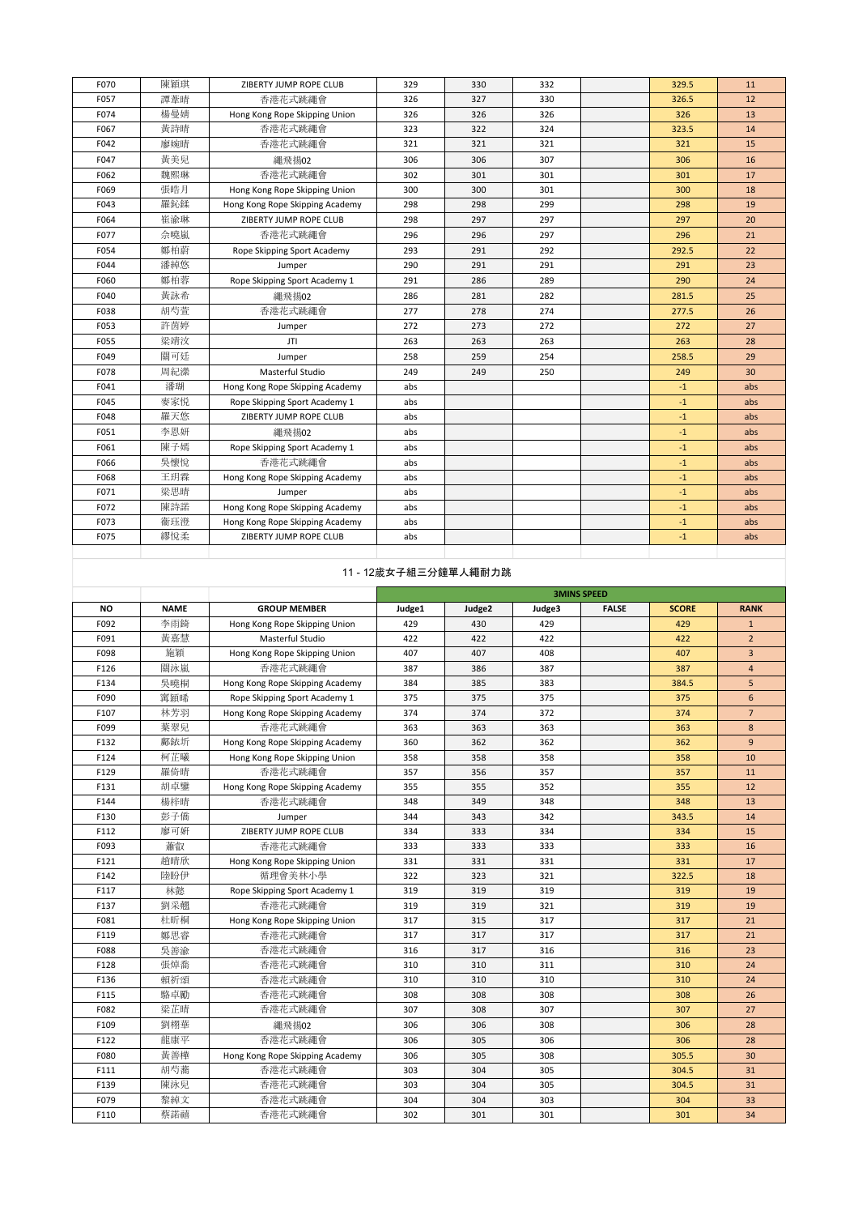| | | | | | | | | |
|---|---|---|---|---|---|---|---|---|
| F070 | 陳穎琪 | ZIBERTY JUMP ROPE CLUB | 329 | 330 | 332 | | 329.5 | 11 |
| F057 | 譚葦晴 | 香港花式跳繩會 | 326 | 327 | 330 | | 326.5 | 12 |
| F074 | 楊曼婧 | Hong Kong Rope Skipping Union | 326 | 326 | 326 | | 326 | 13 |
| F067 | 黃詩晴 | 香港花式跳繩會 | 323 | 322 | 324 | | 323.5 | 14 |
| F042 | 廖婉晴 | 香港花式跳繩會 | 321 | 321 | 321 | | 321 | 15 |
| F047 | 黃美兒 | 繩飛揚02 | 306 | 306 | 307 | | 306 | 16 |
| F062 | 魏熙琳 | 香港花式跳繩會 | 302 | 301 | 301 | | 301 | 17 |
| F069 | 張皓月 | Hong Kong Rope Skipping Union | 300 | 300 | 301 | | 300 | 18 |
| F043 | 羅鈊鍒 | Hong Kong Rope Skipping Academy | 298 | 298 | 299 | | 298 | 19 |
| F064 | 崔諭琳 | ZIBERTY JUMP ROPE CLUB | 298 | 297 | 297 | | 297 | 20 |
| F077 | 佘曉嵐 | 香港花式跳繩會 | 296 | 296 | 297 | | 296 | 21 |
| F054 | 鄭柏蔚 | Rope Skipping Sport Academy | 293 | 291 | 292 | | 292.5 | 22 |
| F044 | 潘綽悠 | Jumper | 290 | 291 | 291 | | 291 | 23 |
| F060 | 鄭柏蓉 | Rope Skipping Sport Academy 1 | 291 | 286 | 289 | | 290 | 24 |
| F040 | 黃詠希 | 繩飛揚02 | 286 | 281 | 282 | | 281.5 | 25 |
| F038 | 胡芍萱 | 香港花式跳繩會 | 277 | 278 | 274 | | 277.5 | 26 |
| F053 | 許茵婷 | Jumper | 272 | 273 | 272 | | 272 | 27 |
| F055 | 梁靖汶 | JTI | 263 | 263 | 263 | | 263 | 28 |
| F049 | 關可廷 | Jumper | 258 | 259 | 254 | | 258.5 | 29 |
| F078 | 周紀濼 | Masterful Studio | 249 | 249 | 250 | | 249 | 30 |
| F041 | 潘瑚 | Hong Kong Rope Skipping Academy | abs | | | | -1 | abs |
| F045 | 麥家悅 | Rope Skipping Sport Academy 1 | abs | | | | -1 | abs |
| F048 | 羅天悠 | ZIBERTY JUMP ROPE CLUB | abs | | | | -1 | abs |
| F051 | 李恩妍 | 繩飛揚02 | abs | | | | -1 | abs |
| F061 | 陳子嫣 | Rope Skipping Sport Academy 1 | abs | | | | -1 | abs |
| F066 | 吳懷悅 | 香港花式跳繩會 | abs | | | | -1 | abs |
| F068 | 王玥霖 | Hong Kong Rope Skipping Academy | abs | | | | -1 | abs |
| F071 | 梁思晴 | Jumper | abs | | | | -1 | abs |
| F072 | 陳詩諾 | Hong Kong Rope Skipping Academy | abs | | | | -1 | abs |
| F073 | 蕭珏澄 | Hong Kong Rope Skipping Academy | abs | | | | -1 | abs |
| F075 | 繆悅柔 | ZIBERTY JUMP ROPE CLUB | abs | | | | -1 | abs |

## 11 - 12歲女子組三分鐘單人繩耐力跳

| | | | 3MINS SPEED | | | | | |
|---|---|---|---|---|---|---|---|---|
| **NO** | **NAME** | **GROUP MEMBER** | **Judge1** | **Judge2** | **Judge3** | **FALSE** | **SCORE** | **RANK** |
| F092 | 李雨錡 | Hong Kong Rope Skipping Union | 429 | 430 | 429 | | 429 | 1 |
| F091 | 黃嘉慧 | Masterful Studio | 422 | 422 | 422 | | 422 | 2 |
| F098 | 施穎 | Hong Kong Rope Skipping Union | 407 | 407 | 408 | | 407 | 3 |
| F126 | 關泳嵐 | 香港花式跳繩會 | 387 | 386 | 387 | | 387 | 4 |
| F134 | 吳曉桐 | Hong Kong Rope Skipping Academy | 384 | 385 | 383 | | 384.5 | 5 |
| F090 | 甯穎晞 | Rope Skipping Sport Academy 1 | 375 | 375 | 375 | | 375 | 6 |
| F107 | 林芳羽 | Hong Kong Rope Skipping Academy | 374 | 374 | 372 | | 374 | 7 |
| F099 | 葉翠兒 | 香港花式跳繩會 | 363 | 363 | 363 | | 363 | 8 |
| F132 | 鄺鉉圻 | Hong Kong Rope Skipping Academy | 360 | 362 | 362 | | 362 | 9 |
| F124 | 柯芷曦 | Hong Kong Rope Skipping Union | 358 | 358 | 358 | | 358 | 10 |
| F129 | 羅倚晴 | 香港花式跳繩會 | 357 | 356 | 357 | | 357 | 11 |
| F131 | 胡卓璽 | Hong Kong Rope Skipping Academy | 355 | 355 | 352 | | 355 | 12 |
| F144 | 楊梓晴 | 香港花式跳繩會 | 348 | 349 | 348 | | 348 | 13 |
| F130 | 彭子僑 | Jumper | 344 | 343 | 342 | | 343.5 | 14 |
| F112 | 廖可妍 | ZIBERTY JUMP ROPE CLUB | 334 | 333 | 334 | | 334 | 15 |
| F093 | 蕭叡 | 香港花式跳繩會 | 333 | 333 | 333 | | 333 | 16 |
| F121 | 趙晴欣 | Hong Kong Rope Skipping Union | 331 | 331 | 331 | | 331 | 17 |
| F142 | 陸盼伊 | 循理會美林小學 | 322 | 323 | 321 | | 322.5 | 18 |
| F117 | 林懿 | Rope Skipping Sport Academy 1 | 319 | 319 | 319 | | 319 | 19 |
| F137 | 劉采翹 | 香港花式跳繩會 | 319 | 319 | 321 | | 319 | 19 |
| F081 | 杜昕桐 | Hong Kong Rope Skipping Union | 317 | 315 | 317 | | 317 | 21 |
| F119 | 鄭思睿 | 香港花式跳繩會 | 317 | 317 | 317 | | 317 | 21 |
| F088 | 吳善渝 | 香港花式跳繩會 | 316 | 317 | 316 | | 316 | 23 |
| F128 | 張焯喬 | 香港花式跳繩會 | 310 | 310 | 311 | | 310 | 24 |
| F136 | 賴祈頌 | 香港花式跳繩會 | 310 | 310 | 310 | | 310 | 24 |
| F115 | 駱卓勵 | 香港花式跳繩會 | 308 | 308 | 308 | | 308 | 26 |
| F082 | 梁芷晴 | 香港花式跳繩會 | 307 | 308 | 307 | | 307 | 27 |
| F109 | 劉栩華 | 繩飛揚02 | 306 | 306 | 308 | | 306 | 28 |
| F122 | 龍康平 | 香港花式跳繩會 | 306 | 305 | 306 | | 306 | 28 |
| F080 | 黃善樺 | Hong Kong Rope Skipping Academy | 306 | 305 | 308 | | 305.5 | 30 |
| F111 | 胡芍蕎 | 香港花式跳繩會 | 303 | 304 | 305 | | 304.5 | 31 |
| F139 | 陳泳兒 | 香港花式跳繩會 | 303 | 304 | 305 | | 304.5 | 31 |
| F079 | 黎綽文 | 香港花式跳繩會 | 304 | 304 | 303 | | 304 | 33 |
| F110 | 蔡諾禧 | 香港花式跳繩會 | 302 | 301 | 301 | | 301 | 34 |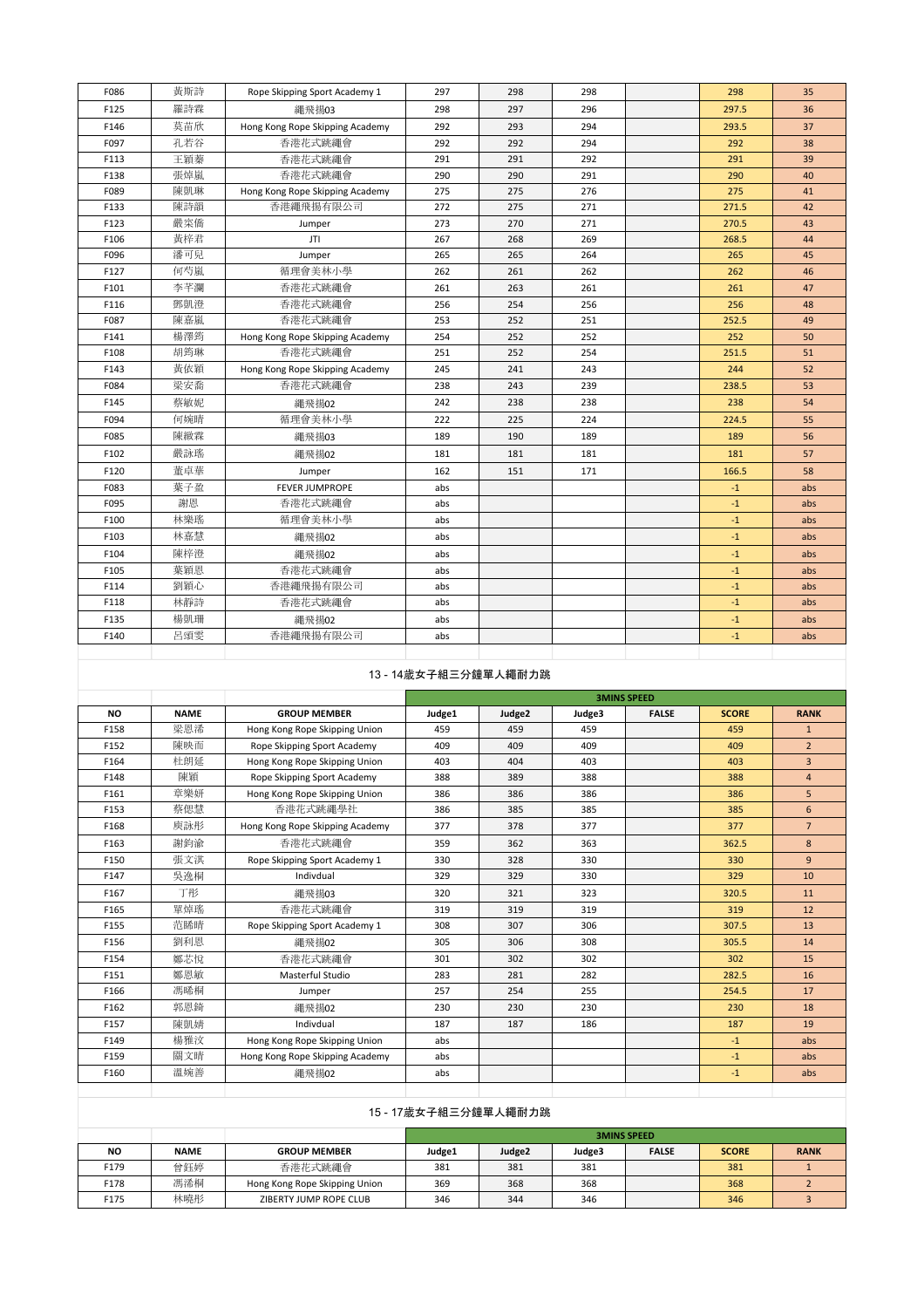| | | | | | | | | |
|---|---|---|---|---|---|---|---|---|
| F086 | 黃斯詩 | Rope Skipping Sport Academy 1 | 297 | 298 | 298 | | 298 | 35 |
| F125 | 羅詩霖 | 繩飛揚03 | 298 | 297 | 296 | | 297.5 | 36 |
| F146 | 莫苗欣 | Hong Kong Rope Skipping Academy | 292 | 293 | 294 | | 293.5 | 37 |
| F097 | 孔若谷 | 香港花式跳繩會 | 292 | 292 | 294 | | 292 | 38 |
| F113 | 王穎蓁 | 香港花式跳繩會 | 291 | 291 | 292 | | 291 | 39 |
| F138 | 張焯嵐 | 香港花式跳繩會 | 290 | 290 | 291 | | 290 | 40 |
| F089 | 陳凱琳 | Hong Kong Rope Skipping Academy | 275 | 275 | 276 | | 275 | 41 |
| F133 | 陳詩韻 | 香港繩飛揚有限公司 | 272 | 275 | 271 | | 271.5 | 42 |
| F123 | 嚴棨僑 | Jumper | 273 | 270 | 271 | | 270.5 | 43 |
| F106 | 黃梓君 | JTI | 267 | 268 | 269 | | 268.5 | 44 |
| F096 | 潘可兒 | Jumper | 265 | 265 | 264 | | 265 | 45 |
| F127 | 何芍嵐 | 循理會美林小學 | 262 | 261 | 262 | | 262 | 46 |
| F101 | 李芊灝 | 香港花式跳繩會 | 261 | 263 | 261 | | 261 | 47 |
| F116 | 鄧凱澄 | 香港花式跳繩會 | 256 | 254 | 256 | | 256 | 48 |
| F087 | 陳嘉嵐 | 香港花式跳繩會 | 253 | 252 | 251 | | 252.5 | 49 |
| F141 | 楊澤筠 | Hong Kong Rope Skipping Academy | 254 | 252 | 252 | | 252 | 50 |
| F108 | 胡筠琳 | 香港花式跳繩會 | 251 | 252 | 254 | | 251.5 | 51 |
| F143 | 黃依穎 | Hong Kong Rope Skipping Academy | 245 | 241 | 243 | | 244 | 52 |
| F084 | 梁安喬 | 香港花式跳繩會 | 238 | 243 | 239 | | 238.5 | 53 |
| F145 | 蔡敏妮 | 繩飛揚02 | 242 | 238 | 238 | | 238 | 54 |
| F094 | 何婉晴 | 循理會美林小學 | 222 | 225 | 224 | | 224.5 | 55 |
| F085 | 陳緻霖 | 繩飛揚03 | 189 | 190 | 189 | | 189 | 56 |
| F102 | 嚴詠瑤 | 繩飛揚02 | 181 | 181 | 181 | | 181 | 57 |
| F120 | 董卓華 | Jumper | 162 | 151 | 171 | | 166.5 | 58 |
| F083 | 葉子盈 | FEVER JUMPROPE | abs | | | | -1 | abs |
| F095 | 謝恩 | 香港花式跳繩會 | abs | | | | -1 | abs |
| F100 | 林樂瑤 | 循理會美林小學 | abs | | | | -1 | abs |
| F103 | 林嘉慧 | 繩飛揚02 | abs | | | | -1 | abs |
| F104 | 陳梓澄 | 繩飛揚02 | abs | | | | -1 | abs |
| F105 | 葉穎恩 | 香港花式跳繩會 | abs | | | | -1 | abs |
| F114 | 劉穎心 | 香港繩飛揚有限公司 | abs | | | | -1 | abs |
| F118 | 林靜詩 | 香港花式跳繩會 | abs | | | | -1 | abs |
| F135 | 楊凱珊 | 繩飛揚02 | abs | | | | -1 | abs |
| F140 | 呂頌雯 | 香港繩飛揚有限公司 | abs | | | | -1 | abs |

## 13 - 14歲女子組三分鐘單人繩耐力跳

| | | | 3MINS SPEED | | | | | |
|---|---|---|---|---|---|---|---|---|
| **NO** | **NAME** | **GROUP MEMBER** | **Judge1** | **Judge2** | **Judge3** | **FALSE** | **SCORE** | **RANK** |
| F158 | 梁恩浠 | Hong Kong Rope Skipping Union | 459 | 459 | 459 | | 459 | 1 |
| F152 | 陳映而 | Rope Skipping Sport Academy | 409 | 409 | 409 | | 409 | 2 |
| F164 | 杜朗延 | Hong Kong Rope Skipping Union | 403 | 404 | 403 | | 403 | 3 |
| F148 | 陳穎 | Rope Skipping Sport Academy | 388 | 389 | 388 | | 388 | 4 |
| F161 | 章樂妍 | Hong Kong Rope Skipping Union | 386 | 386 | 386 | | 386 | 5 |
| F153 | 蔡偲慧 | 香港花式跳繩學社 | 386 | 385 | 385 | | 385 | 6 |
| F168 | 庾詠彤 | Hong Kong Rope Skipping Academy | 377 | 378 | 377 | | 377 | 7 |
| F163 | 謝鈞渝 | 香港花式跳繩會 | 359 | 362 | 363 | | 362.5 | 8 |
| F150 | 張文淇 | Rope Skipping Sport Academy 1 | 330 | 328 | 330 | | 330 | 9 |
| F147 | 吳逸桐 | Indivdual | 329 | 329 | 330 | | 329 | 10 |
| F167 | 丁彤 | 繩飛揚03 | 320 | 321 | 323 | | 320.5 | 11 |
| F165 | 覃焯瑤 | 香港花式跳繩會 | 319 | 319 | 319 | | 319 | 12 |
| F155 | 范睎晴 | Rope Skipping Sport Academy 1 | 308 | 307 | 306 | | 307.5 | 13 |
| F156 | 劉利恩 | 繩飛揚02 | 305 | 306 | 308 | | 305.5 | 14 |
| F154 | 鄭芯悅 | 香港花式跳繩會 | 301 | 302 | 302 | | 302 | 15 |
| F151 | 鄭恩敏 | Masterful Studio | 283 | 281 | 282 | | 282.5 | 16 |
| F166 | 馮晞桐 | Jumper | 257 | 254 | 255 | | 254.5 | 17 |
| F162 | 郭恩錡 | 繩飛揚02 | 230 | 230 | 230 | | 230 | 18 |
| F157 | 陳凱婧 | Indivdual | 187 | 187 | 186 | | 187 | 19 |
| F149 | 楊雅汶 | Hong Kong Rope Skipping Union | abs | | | | -1 | abs |
| F159 | 關文晴 | Hong Kong Rope Skipping Academy | abs | | | | -1 | abs |
| F160 | 溫婉善 | 繩飛揚02 | abs | | | | -1 | abs |

## 15 - 17歲女子組三分鐘單人繩耐力跳

| | | | 3MINS SPEED | | | | | |
|---|---|---|---|---|---|---|---|---|
| **NO** | **NAME** | **GROUP MEMBER** | **Judge1** | **Judge2** | **Judge3** | **FALSE** | **SCORE** | **RANK** |
| F179 | 曾鈺婷 | 香港花式跳繩會 | 381 | 381 | 381 | | 381 | 1 |
| F178 | 馮浠桐 | Hong Kong Rope Skipping Union | 369 | 368 | 368 | | 368 | 2 |
| F175 | 林曉彤 | ZIBERTY JUMP ROPE CLUB | 346 | 344 | 346 | | 346 | 3 |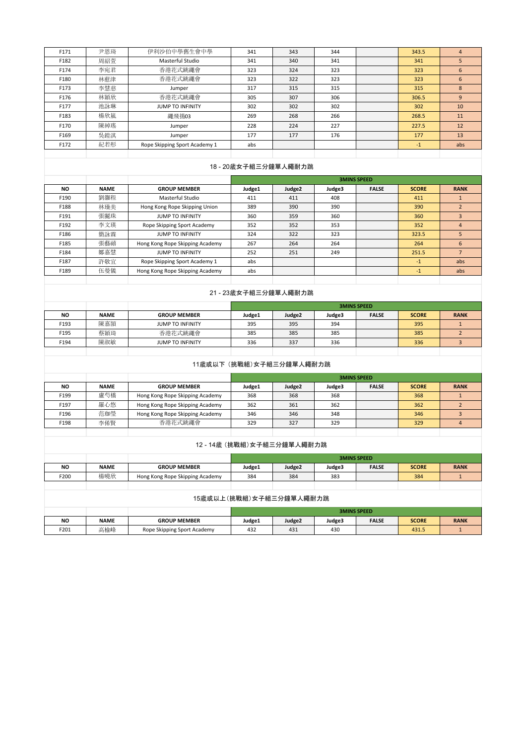| | | | | | | | | |
|---|---|---|---|---|---|---|---|---|
| F171 | 尹恩琦 | 伊利沙伯中學舊生會中學 | 341 | 343 | 344 | | 343.5 | 4 |
| F182 | 周紹萱 | Masterful Studio | 341 | 340 | 341 | | 341 | 5 |
| F174 | 李宛君 | 香港花式跳繩會 | 323 | 324 | 323 | | 323 | 6 |
| F180 | 林藍津 | 香港花式跳繩會 | 323 | 322 | 323 | | 323 | 6 |
| F173 | 李慧慈 | Jumper | 317 | 315 | 315 | | 315 | 8 |
| F176 | 林穎欣 | 香港花式跳繩會 | 305 | 307 | 306 | | 306.5 | 9 |
| F177 | 池詠琳 | JUMP TO INFINITY | 302 | 302 | 302 | | 302 | 10 |
| F183 | 楊欣嵐 | 繩飛揚03 | 269 | 268 | 266 | | 268.5 | 11 |
| F170 | 陳緯瑤 | Jumper | 228 | 224 | 227 | | 227.5 | 12 |
| F169 | 吳鎧淇 | Jumper | 177 | 177 | 176 | | 177 | 13 |
| F172 | 紀若彤 | Rope Skipping Sport Academy 1 | abs | | | | -1 | abs |

## 18 - 20歲女子組三分鐘單人繩耐力跳

| | | | 3MINS SPEED | | | | | |
|---|---|---|---|---|---|---|---|---|
| NO | NAME | GROUP MEMBER | Judge1 | Judge2 | Judge3 | FALSE | SCORE | RANK |
| F190 | 劉灝程 | Masterful Studio | 411 | 411 | 408 | | 411 | 1 |
| F188 | 林璨美 | Hong Kong Rope Skipping Union | 389 | 390 | 390 | | 390 | 2 |
| F191 | 張麗珠 | JUMP TO INFINITY | 360 | 359 | 360 | | 360 | 3 |
| F192 | 李文瑛 | Rope Skipping Sport Academy | 352 | 352 | 353 | | 352 | 4 |
| F186 | 簡詠霖 | JUMP TO INFINITY | 324 | 322 | 323 | | 323.5 | 5 |
| F185 | 張藝蘊 | Hong Kong Rope Skipping Academy | 267 | 264 | 264 | | 264 | 6 |
| F184 | 鄭嘉慧 | JUMP TO INFINITY | 252 | 251 | 249 | | 251.5 | 7 |
| F187 | 許敬宜 | Rope Skipping Sport Academy 1 | abs | | | | -1 | abs |
| F189 | 伍曼儀 | Hong Kong Rope Skipping Academy | abs | | | | -1 | abs |

## 21 - 23歲女子組三分鐘單人繩耐力跳

| | | | 3MINS SPEED | | | | | |
|---|---|---|---|---|---|---|---|---|
| NO | NAME | GROUP MEMBER | Judge1 | Judge2 | Judge3 | FALSE | SCORE | RANK |
| F193 | 陳嘉潁 | JUMP TO INFINITY | 395 | 395 | 394 | | 395 | 1 |
| F195 | 蔡穎琦 | 香港花式跳繩會 | 385 | 385 | 385 | | 385 | 2 |
| F194 | 陳淑敏 | JUMP TO INFINITY | 336 | 337 | 336 | | 336 | 3 |

## 11歲或以下 (挑戰組) 女子組三分鐘單人繩耐力跳

| | | | 3MINS SPEED | | | | | |
|---|---|---|---|---|---|---|---|---|
| NO | NAME | GROUP MEMBER | Judge1 | Judge2 | Judge3 | FALSE | SCORE | RANK |
| F199 | 盧芍橋 | Hong Kong Rope Skipping Academy | 368 | 368 | 368 | | 368 | 1 |
| F197 | 羅心悠 | Hong Kong Rope Skipping Academy | 362 | 361 | 362 | | 362 | 2 |
| F196 | 范珈瑩 | Hong Kong Rope Skipping Academy | 346 | 346 | 348 | | 346 | 3 |
| F198 | 李俙賢 | 香港花式跳繩會 | 329 | 327 | 329 | | 329 | 4 |

## 12 - 14歲 (挑戰組) 女子組三分鐘單人繩耐力跳

| | | | 3MINS SPEED | | | | | |
|---|---|---|---|---|---|---|---|---|
| NO | NAME | GROUP MEMBER | Judge1 | Judge2 | Judge3 | FALSE | SCORE | RANK |
| F200 | 楊曉欣 | Hong Kong Rope Skipping Academy | 384 | 384 | 383 | | 384 | 1 |

## 15歲或以上(挑戰組) 女子組三分鐘單人繩耐力跳

| | | | 3MINS SPEED | | | | | |
|---|---|---|---|---|---|---|---|---|
| NO | NAME | GROUP MEMBER | Judge1 | Judge2 | Judge3 | FALSE | SCORE | RANK |
| F201 | 高榆峰 | Rope Skipping Sport Academy | 432 | 431 | 430 | | 431.5 | 1 |